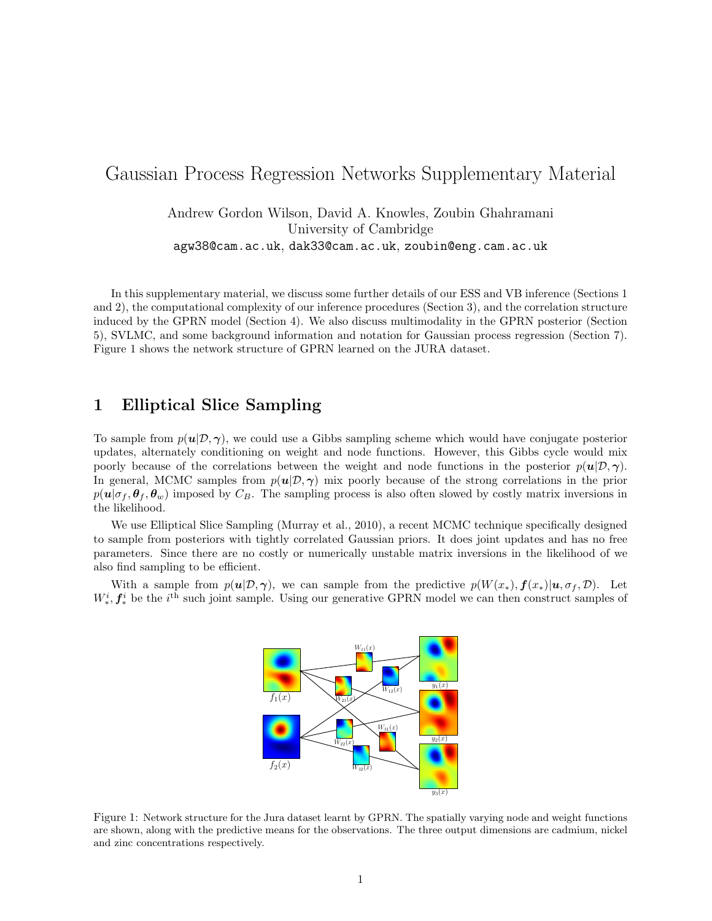# Gaussian Process Regression Networks Supplementary Material

Andrew Gordon Wilson, David A. Knowles, Zoubin Ghahramani
University of Cambridge
agw38@cam.ac.uk, dak33@cam.ac.uk, zoubin@eng.cam.ac.uk

In this supplementary material, we discuss some further details of our ESS and VB inference (Sections 1 and 2), the computational complexity of our inference procedures (Section 3), and the correlation structure induced by the GPRN model (Section 4). We also discuss multimodality in the GPRN posterior (Section 5), SVLMC, and some background information and notation for Gaussian process regression (Section 7). Figure 1 shows the network structure of GPRN learned on the JURA dataset.

## 1 Elliptical Slice Sampling

To sample from $p(\boldsymbol{u}|\mathcal{D}, \boldsymbol{\gamma})$, we could use a Gibbs sampling scheme which would have conjugate posterior updates, alternately conditioning on weight and node functions. However, this Gibbs cycle would mix poorly because of the correlations between the weight and node functions in the posterior $p(\boldsymbol{u}|\mathcal{D}, \boldsymbol{\gamma})$. In general, MCMC samples from $p(\boldsymbol{u}|\mathcal{D}, \boldsymbol{\gamma})$ mix poorly because of the strong correlations in the prior $p(\boldsymbol{u}|\sigma_f, \boldsymbol{\theta}_f, \boldsymbol{\theta}_w)$ imposed by $C_B$. The sampling process is also often slowed by costly matrix inversions in the likelihood.

We use Elliptical Slice Sampling (Murray et al., 2010), a recent MCMC technique specifically designed to sample from posteriors with tightly correlated Gaussian priors. It does joint updates and has no free parameters. Since there are no costly or numerically unstable matrix inversions in the likelihood of we also find sampling to be efficient.

With a sample from $p(\boldsymbol{u}|\mathcal{D}, \boldsymbol{\gamma})$, we can sample from the predictive $p(W(x_*), \boldsymbol{f}(x_*)|\boldsymbol{u}, \sigma_f, \mathcal{D})$. Let $W_*^i, \boldsymbol{f}_*^i$ be the $i^{\text{th}}$ such joint sample. Using our generative GPRN model we can then construct samples of

Figure 1: Network structure for the Jura dataset learnt by GPRN. The spatially varying node and weight functions are shown, along with the predictive means for the observations. The three output dimensions are cadmium, nickel and zinc concentrations respectively.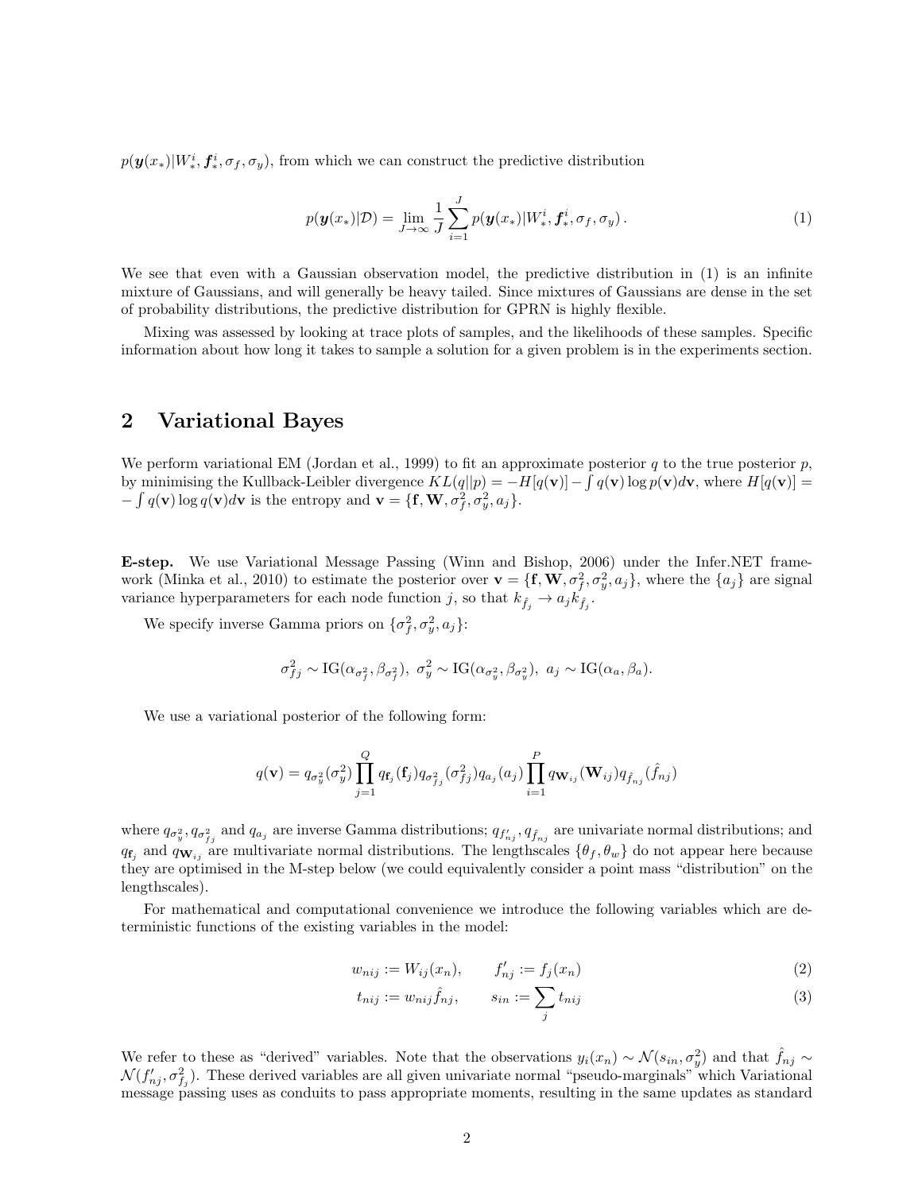$p(\boldsymbol{y}(x_*)|W_*^i, \boldsymbol{f}_*^i, \sigma_f, \sigma_y)$, from which we can construct the predictive distribution

$$p(\boldsymbol{y}(x_*)|\mathcal{D}) = \lim_{J \to \infty} \frac{1}{J} \sum_{i=1}^{J} p(\boldsymbol{y}(x_*)|W_*^i, \boldsymbol{f}_*^i, \sigma_f, \sigma_y)\,. \tag{1}$$

We see that even with a Gaussian observation model, the predictive distribution in (1) is an infinite mixture of Gaussians, and will generally be heavy tailed. Since mixtures of Gaussians are dense in the set of probability distributions, the predictive distribution for GPRN is highly flexible.

Mixing was assessed by looking at trace plots of samples, and the likelihoods of these samples. Specific information about how long it takes to sample a solution for a given problem is in the experiments section.

## 2 Variational Bayes

We perform variational EM (Jordan et al., 1999) to fit an approximate posterior $q$ to the true posterior $p$, by minimising the Kullback-Leibler divergence $KL(q||p) = -H[q(\mathbf{v})] - \int q(\mathbf{v}) \log p(\mathbf{v}) d\mathbf{v}$, where $H[q(\mathbf{v})] = -\int q(\mathbf{v}) \log q(\mathbf{v}) d\mathbf{v}$ is the entropy and $\mathbf{v} = \{\mathbf{f}, \mathbf{W}, \sigma_f^2, \sigma_y^2, a_j\}$.

**E-step.** We use Variational Message Passing (Winn and Bishop, 2006) under the Infer.NET framework (Minka et al., 2010) to estimate the posterior over $\mathbf{v} = \{\mathbf{f}, \mathbf{W}, \sigma_f^2, \sigma_y^2, a_j\}$, where the $\{a_j\}$ are signal variance hyperparameters for each node function $j$, so that $k_{\hat{f}_j} \to a_j k_{\hat{f}_j}$.

We specify inverse Gamma priors on $\{\sigma_f^2, \sigma_y^2, a_j\}$:

$$\sigma_{fj}^2 \sim \mathrm{IG}(\alpha_{\sigma_f^2}, \beta_{\sigma_f^2}),\ \sigma_y^2 \sim \mathrm{IG}(\alpha_{\sigma_y^2}, \beta_{\sigma_y^2}),\ a_j \sim \mathrm{IG}(\alpha_a, \beta_a).$$

We use a variational posterior of the following form:

$$q(\mathbf{v}) = q_{\sigma_y^2}(\sigma_y^2) \prod_{j=1}^{Q} q_{\mathbf{f}_j}(\mathbf{f}_j) q_{\sigma_{fj}^2}(\sigma_{fj}^2) q_{a_j}(a_j) \prod_{i=1}^{P} q_{\mathbf{W}_{ij}}(\mathbf{W}_{ij}) q_{\hat{f}_{nj}}(\hat{f}_{nj})$$

where $q_{\sigma_y^2}, q_{\sigma_{f_j}^2}$ and $q_{a_j}$ are inverse Gamma distributions; $q_{f'_{nj}}, q_{\hat{f}_{nj}}$ are univariate normal distributions; and $q_{\mathbf{f}_j}$ and $q_{\mathbf{W}_{ij}}$ are multivariate normal distributions. The lengthscales $\{\theta_f, \theta_w\}$ do not appear here because they are optimised in the M-step below (we could equivalently consider a point mass "distribution" on the lengthscales).

For mathematical and computational convenience we introduce the following variables which are deterministic functions of the existing variables in the model:

$$w_{nij} := W_{ij}(x_n), \qquad f'_{nj} := f_j(x_n) \tag{2}$$

$$t_{nij} := w_{nij}\hat{f}_{nj}, \qquad s_{in} := \sum_j t_{nij} \tag{3}$$

We refer to these as "derived" variables. Note that the observations $y_i(x_n) \sim \mathcal{N}(s_{in}, \sigma_y^2)$ and that $\hat{f}_{nj} \sim \mathcal{N}(f'_{nj}, \sigma_{f_j}^2)$. These derived variables are all given univariate normal "pseudo-marginals" which Variational message passing uses as conduits to pass appropriate moments, resulting in the same updates as standard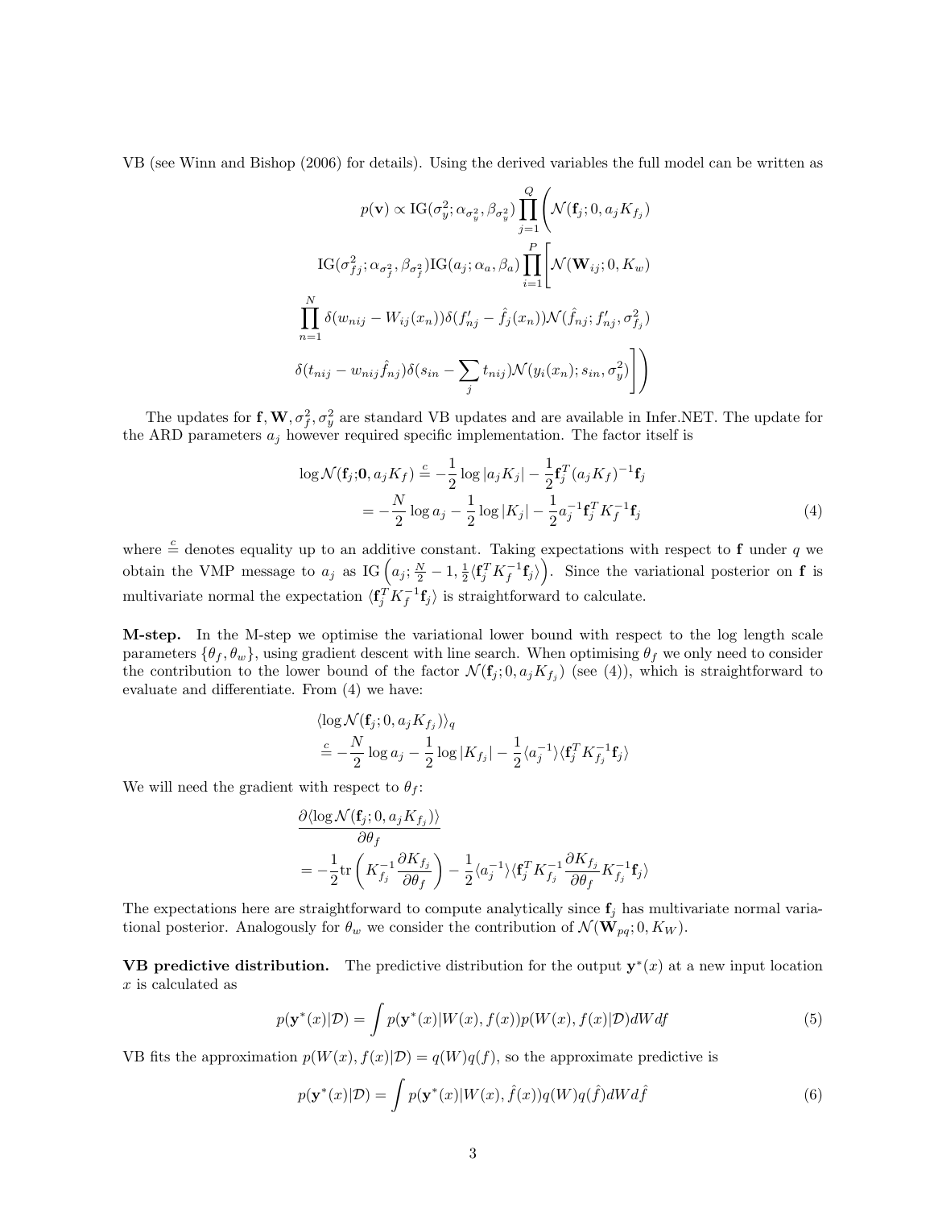VB (see Winn and Bishop (2006) for details). Using the derived variables the full model can be written as

$$
\begin{aligned}
p(\mathbf{v}) \propto \mathrm{IG}(\sigma_y^2; \alpha_{\sigma_y^2}, \beta_{\sigma_y^2}) \prod_{j=1}^{Q} \Bigg( & \mathcal{N}(\mathbf{f}_j; 0, a_j K_{f_j}) \\
\mathrm{IG}(\sigma_{fj}^2; \alpha_{\sigma_f^2}, \beta_{\sigma_f^2}) \mathrm{IG}(a_j; \alpha_a, \beta_a) \prod_{i=1}^{P} \Bigg[ & \mathcal{N}(\mathbf{W}_{ij}; 0, K_w) \\
\prod_{n=1}^{N} \delta(w_{nij} - W_{ij}(x_n)) \delta(f'_{nj} - \hat{f}_j(x_n)) & \mathcal{N}(\hat{f}_{nj}; f'_{nj}, \sigma_{f_j}^2) \\
\delta(t_{nij} - w_{nij} \hat{f}_{nj}) \delta(s_{in} - \sum_j t_{nij}) & \mathcal{N}(y_i(x_n); s_{in}, \sigma_y^2) \Bigg] \Bigg)
\end{aligned}
$$

The updates for $\mathbf{f}, \mathbf{W}, \sigma_f^2, \sigma_y^2$ are standard VB updates and are available in Infer.NET. The update for the ARD parameters $a_j$ however required specific implementation. The factor itself is

$$
\begin{aligned}
\log \mathcal{N}(\mathbf{f}_j; \mathbf{0}, a_j K_f) &\stackrel{c}{=} -\frac{1}{2} \log |a_j K_j| - \frac{1}{2} \mathbf{f}_j^T (a_j K_f)^{-1} \mathbf{f}_j \\
&= -\frac{N}{2} \log a_j - \frac{1}{2} \log |K_j| - \frac{1}{2} a_j^{-1} \mathbf{f}_j^T K_f^{-1} \mathbf{f}_j
\end{aligned} \tag{4}
$$

where $\stackrel{c}{=}$ denotes equality up to an additive constant. Taking expectations with respect to $\mathbf{f}$ under $q$ we obtain the VMP message to $a_j$ as $\mathrm{IG}\left(a_j; \frac{N}{2} - 1, \frac{1}{2} \langle \mathbf{f}_j^T K_f^{-1} \mathbf{f}_j \rangle \right)$. Since the variational posterior on $\mathbf{f}$ is multivariate normal the expectation $\langle \mathbf{f}_j^T K_f^{-1} \mathbf{f}_j \rangle$ is straightforward to calculate.

**M-step.** In the M-step we optimise the variational lower bound with respect to the log length scale parameters $\{\theta_f, \theta_w\}$, using gradient descent with line search. When optimising $\theta_f$ we only need to consider the contribution to the lower bound of the factor $\mathcal{N}(\mathbf{f}_j; 0, a_j K_{f_j})$ (see (4)), which is straightforward to evaluate and differentiate. From (4) we have:

$$
\begin{aligned}
& \langle \log \mathcal{N}(\mathbf{f}_j; 0, a_j K_{f_j}) \rangle_q \\
& \stackrel{c}{=} -\frac{N}{2} \log a_j - \frac{1}{2} \log |K_{f_j}| - \frac{1}{2} \langle a_j^{-1} \rangle \langle \mathbf{f}_j^T K_{f_j}^{-1} \mathbf{f}_j \rangle
\end{aligned}
$$

We will need the gradient with respect to $\theta_f$:

$$
\begin{aligned}
& \frac{\partial \langle \log \mathcal{N}(\mathbf{f}_j; 0, a_j K_{f_j}) \rangle}{\partial \theta_f} \\
&= -\frac{1}{2} \mathrm{tr} \left( K_{f_j}^{-1} \frac{\partial K_{f_j}}{\partial \theta_f} \right) - \frac{1}{2} \langle a_j^{-1} \rangle \langle \mathbf{f}_j^T K_{f_j}^{-1} \frac{\partial K_{f_j}}{\partial \theta_f} K_{f_j}^{-1} \mathbf{f}_j \rangle
\end{aligned}
$$

The expectations here are straightforward to compute analytically since $\mathbf{f}_j$ has multivariate normal variational posterior. Analogously for $\theta_w$ we consider the contribution of $\mathcal{N}(\mathbf{W}_{pq}; 0, K_W)$.

**VB predictive distribution.** The predictive distribution for the output $\mathbf{y}^*(x)$ at a new input location $x$ is calculated as

$$
p(\mathbf{y}^*(x)|\mathcal{D}) = \int p(\mathbf{y}^*(x)|W(x), f(x)) p(W(x), f(x)|\mathcal{D}) dW df \tag{5}
$$

VB fits the approximation $p(W(x), f(x)|\mathcal{D}) = q(W)q(f)$, so the approximate predictive is

$$
p(\mathbf{y}^*(x)|\mathcal{D}) = \int p(\mathbf{y}^*(x)|W(x), \hat{f}(x)) q(W) q(\hat{f}) dW d\hat{f} \tag{6}
$$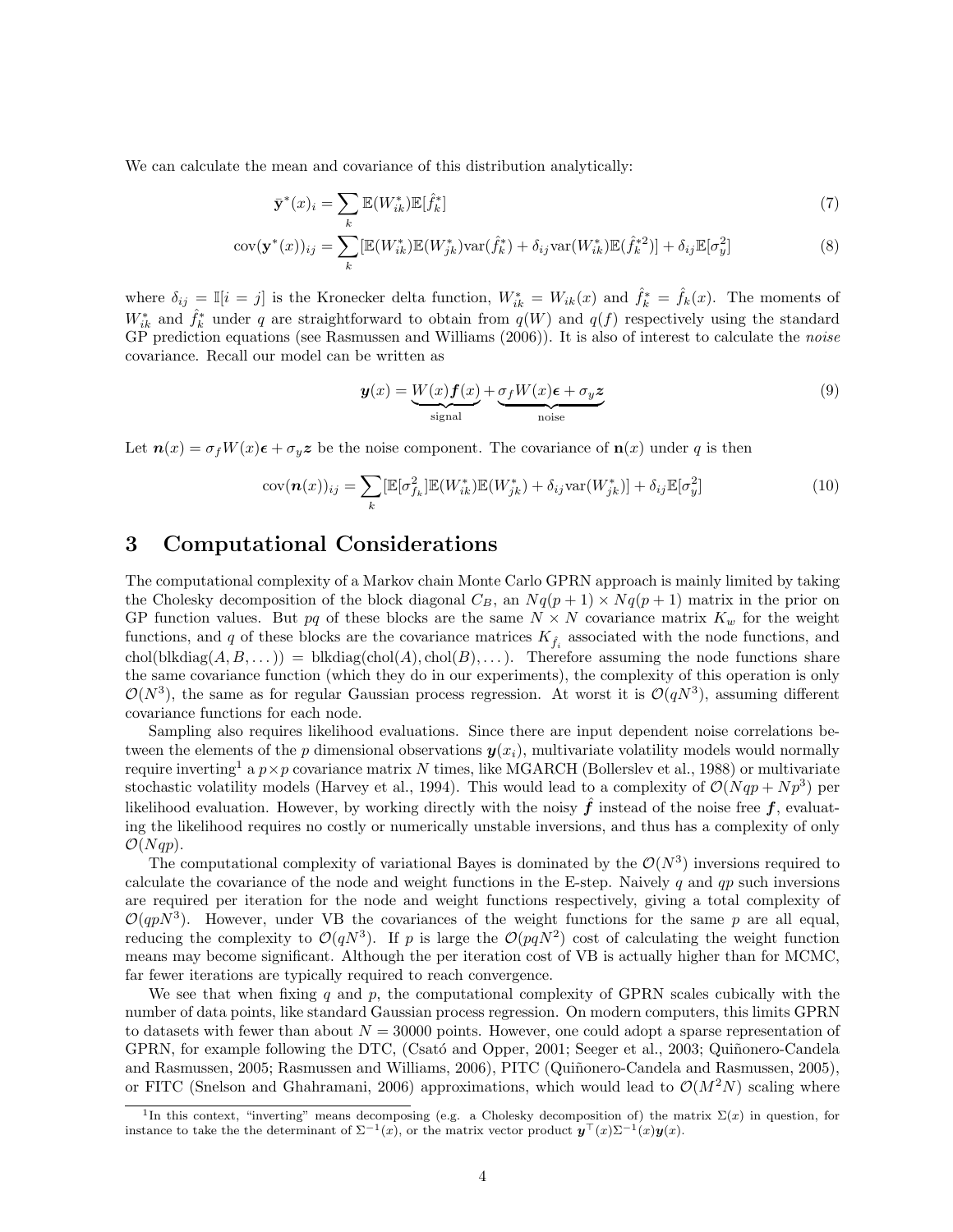We can calculate the mean and covariance of this distribution analytically:

$$\bar{\mathbf{y}}^*(x)_i = \sum_k \mathbb{E}(W_{ik}^*)\mathbb{E}[\hat{f}_k^*] \tag{7}$$

$$\text{cov}(\mathbf{y}^*(x))_{ij} = \sum_k [\mathbb{E}(W_{ik}^*)\mathbb{E}(W_{jk}^*)\text{var}(\hat{f}_k^*) + \delta_{ij}\text{var}(W_{ik}^*)\mathbb{E}(\hat{f}_k^{*2})] + \delta_{ij}\mathbb{E}[\sigma_y^2] \tag{8}$$

where $\delta_{ij} = \mathbb{I}[i = j]$ is the Kronecker delta function, $W_{ik}^* = W_{ik}(x)$ and $\hat{f}_k^* = \hat{f}_k(x)$. The moments of $W_{ik}^*$ and $\hat{f}_k^*$ under $q$ are straightforward to obtain from $q(W)$ and $q(f)$ respectively using the standard GP prediction equations (see Rasmussen and Williams (2006)). It is also of interest to calculate the *noise* covariance. Recall our model can be written as

$$\boldsymbol{y}(x) = \underbrace{W(x)\boldsymbol{f}(x)}_{\text{signal}} + \underbrace{\sigma_f W(x)\boldsymbol{\epsilon} + \sigma_y \boldsymbol{z}}_{\text{noise}} \tag{9}$$

Let $\boldsymbol{n}(x) = \sigma_f W(x)\boldsymbol{\epsilon} + \sigma_y \boldsymbol{z}$ be the noise component. The covariance of $\mathbf{n}(x)$ under $q$ is then

$$\text{cov}(\boldsymbol{n}(x))_{ij} = \sum_k [\mathbb{E}[\sigma_{f_k}^2]\mathbb{E}(W_{ik}^*)\mathbb{E}(W_{jk}^*) + \delta_{ij}\text{var}(W_{jk}^*)] + \delta_{ij}\mathbb{E}[\sigma_y^2] \tag{10}$$

# 3 Computational Considerations

The computational complexity of a Markov chain Monte Carlo GPRN approach is mainly limited by taking the Cholesky decomposition of the block diagonal $C_B$, an $Nq(p+1) \times Nq(p+1)$ matrix in the prior on GP function values. But $pq$ of these blocks are the same $N \times N$ covariance matrix $K_w$ for the weight functions, and $q$ of these blocks are the covariance matrices $K_{\hat{f}_i}$ associated with the node functions, and $\text{chol}(\text{blkdiag}(A, B, \dots)) = \text{blkdiag}(\text{chol}(A), \text{chol}(B), \dots)$. Therefore assuming the node functions share the same covariance function (which they do in our experiments), the complexity of this operation is only $\mathcal{O}(N^3)$, the same as for regular Gaussian process regression. At worst it is $\mathcal{O}(qN^3)$, assuming different covariance functions for each node.

Sampling also requires likelihood evaluations. Since there are input dependent noise correlations between the elements of the $p$ dimensional observations $\boldsymbol{y}(x_i)$, multivariate volatility models would normally require inverting[1] a $p \times p$ covariance matrix $N$ times, like MGARCH (Bollerslev et al., 1988) or multivariate stochastic volatility models (Harvey et al., 1994). This would lead to a complexity of $\mathcal{O}(Nqp + Np^3)$ per likelihood evaluation. However, by working directly with the noisy $\hat{\boldsymbol{f}}$ instead of the noise free $\boldsymbol{f}$, evaluating the likelihood requires no costly or numerically unstable inversions, and thus has a complexity of only $\mathcal{O}(Nqp)$.

The computational complexity of variational Bayes is dominated by the $\mathcal{O}(N^3)$ inversions required to calculate the covariance of the node and weight functions in the E-step. Naively $q$ and $qp$ such inversions are required per iteration for the node and weight functions respectively, giving a total complexity of $\mathcal{O}(qpN^3)$. However, under VB the covariances of the weight functions for the same $p$ are all equal, reducing the complexity to $\mathcal{O}(qN^3)$. If $p$ is large the $\mathcal{O}(pqN^2)$ cost of calculating the weight function means may become significant. Although the per iteration cost of VB is actually higher than for MCMC, far fewer iterations are typically required to reach convergence.

We see that when fixing $q$ and $p$, the computational complexity of GPRN scales cubically with the number of data points, like standard Gaussian process regression. On modern computers, this limits GPRN to datasets with fewer than about $N = 30000$ points. However, one could adopt a sparse representation of GPRN, for example following the DTC, (Csató and Opper, 2001; Seeger et al., 2003; Quiñonero-Candela and Rasmussen, 2005; Rasmussen and Williams, 2006), PITC (Quiñonero-Candela and Rasmussen, 2005), or FITC (Snelson and Ghahramani, 2006) approximations, which would lead to $\mathcal{O}(M^2N)$ scaling where

[1] In this context, "inverting" means decomposing (e.g. a Cholesky decomposition of) the matrix $\Sigma(x)$ in question, for instance to take the the determinant of $\Sigma^{-1}(x)$, or the matrix vector product $\boldsymbol{y}^\top(x)\Sigma^{-1}(x)\boldsymbol{y}(x)$.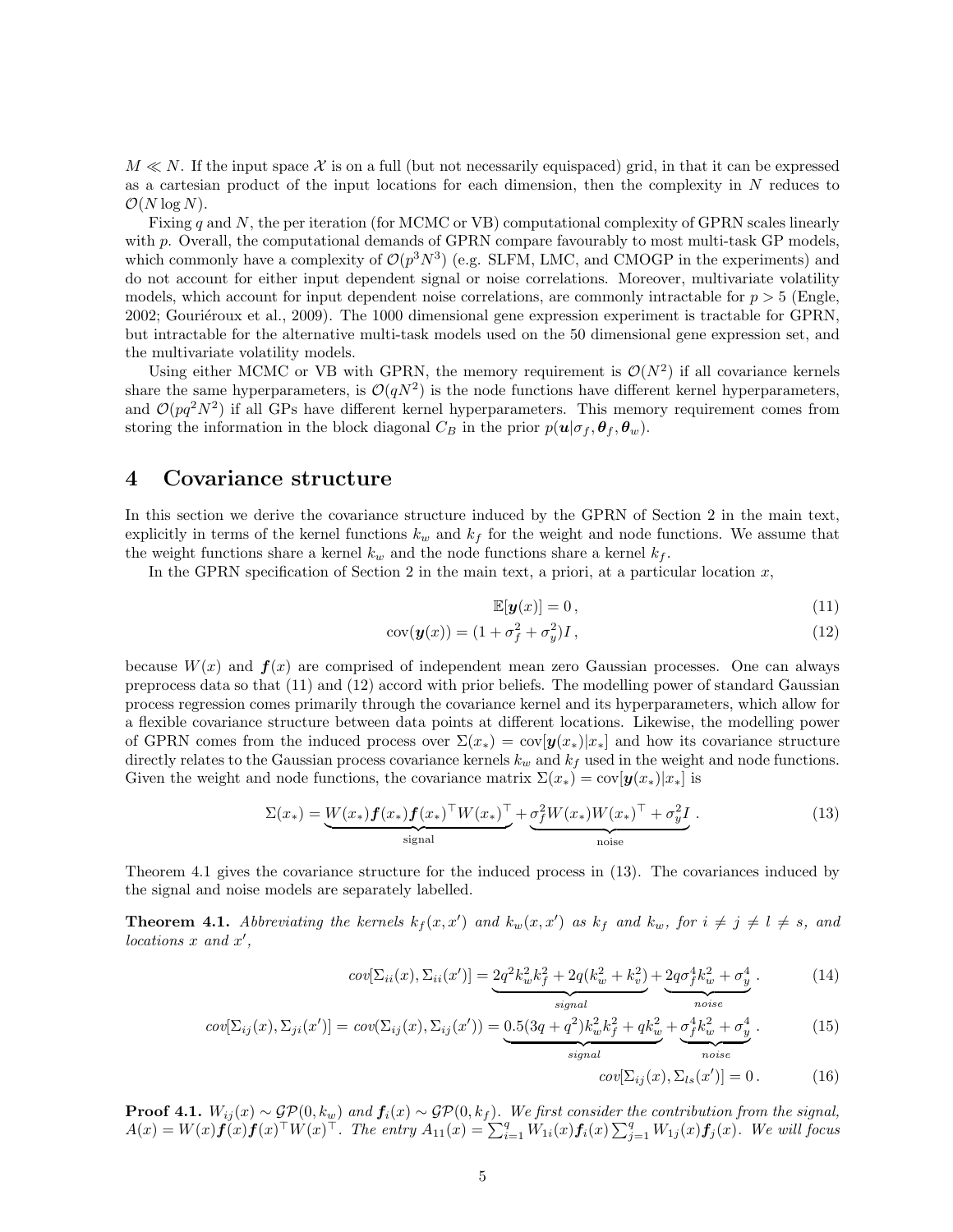$M \ll N$. If the input space $\mathcal{X}$ is on a full (but not necessarily equispaced) grid, in that it can be expressed as a cartesian product of the input locations for each dimension, then the complexity in $N$ reduces to $\mathcal{O}(N \log N)$.

Fixing $q$ and $N$, the per iteration (for MCMC or VB) computational complexity of GPRN scales linearly with $p$. Overall, the computational demands of GPRN compare favourably to most multi-task GP models, which commonly have a complexity of $\mathcal{O}(p^3 N^3)$ (e.g. SLFM, LMC, and CMOGP in the experiments) and do not account for either input dependent signal or noise correlations. Moreover, multivariate volatility models, which account for input dependent noise correlations, are commonly intractable for $p > 5$ (Engle, 2002; Gouriéroux et al., 2009). The 1000 dimensional gene expression experiment is tractable for GPRN, but intractable for the alternative multi-task models used on the 50 dimensional gene expression set, and the multivariate volatility models.

Using either MCMC or VB with GPRN, the memory requirement is $\mathcal{O}(N^2)$ if all covariance kernels share the same hyperparameters, is $\mathcal{O}(qN^2)$ is the node functions have different kernel hyperparameters, and $\mathcal{O}(pq^2N^2)$ if all GPs have different kernel hyperparameters. This memory requirement comes from storing the information in the block diagonal $C_B$ in the prior $p(\boldsymbol{u}|\sigma_f, \boldsymbol{\theta}_f, \boldsymbol{\theta}_w)$.

# 4 Covariance structure

In this section we derive the covariance structure induced by the GPRN of Section 2 in the main text, explicitly in terms of the kernel functions $k_w$ and $k_f$ for the weight and node functions. We assume that the weight functions share a kernel $k_w$ and the node functions share a kernel $k_f$.

In the GPRN specification of Section 2 in the main text, a priori, at a particular location $x$,

$$\mathbb{E}[\boldsymbol{y}(x)] = 0\,, \tag{11}$$

$$\text{cov}(\boldsymbol{y}(x)) = (1 + \sigma_f^2 + \sigma_y^2)I\,, \tag{12}$$

because $W(x)$ and $\boldsymbol{f}(x)$ are comprised of independent mean zero Gaussian processes. One can always preprocess data so that (11) and (12) accord with prior beliefs. The modelling power of standard Gaussian process regression comes primarily through the covariance kernel and its hyperparameters, which allow for a flexible covariance structure between data points at different locations. Likewise, the modelling power of GPRN comes from the induced process over $\Sigma(x_*) = \text{cov}[\boldsymbol{y}(x_*)|x_*]$ and how its covariance structure directly relates to the Gaussian process covariance kernels $k_w$ and $k_f$ used in the weight and node functions. Given the weight and node functions, the covariance matrix $\Sigma(x_*) = \text{cov}[\boldsymbol{y}(x_*)|x_*]$ is

$$\Sigma(x_*) = \underbrace{W(x_*)\boldsymbol{f}(x_*)\boldsymbol{f}(x_*)^\top W(x_*)^\top}_{\text{signal}} + \underbrace{\sigma_f^2 W(x_*)W(x_*)^\top + \sigma_y^2 I}_{\text{noise}}\,. \tag{13}$$

Theorem 4.1 gives the covariance structure for the induced process in (13). The covariances induced by the signal and noise models are separately labelled.

**Theorem 4.1.** *Abbreviating the kernels $k_f(x,x')$ and $k_w(x,x')$ as $k_f$ and $k_w$, for $i \neq j \neq l \neq s$, and locations $x$ and $x'$,*

$$cov[\Sigma_{ii}(x), \Sigma_{ii}(x')] = \underbrace{2q^2 k_w^2 k_f^2 + 2q(k_w^2 + k_v^2)}_{signal} + \underbrace{2q\sigma_f^4 k_w^2 + \sigma_y^4}_{noise}\,. \tag{14}$$

$$cov[\Sigma_{ij}(x), \Sigma_{ji}(x')] = cov(\Sigma_{ij}(x), \Sigma_{ij}(x')) = \underbrace{0.5(3q + q^2)k_w^2 k_f^2 + qk_w^2}_{signal} + \underbrace{\sigma_f^4 k_w^2 + \sigma_y^4}_{noise}\,. \tag{15}$$

$$cov[\Sigma_{ij}(x), \Sigma_{ls}(x')] = 0\,. \tag{16}$$

**Proof 4.1.** *$W_{ij}(x) \sim \mathcal{GP}(0, k_w)$ and $\boldsymbol{f}_i(x) \sim \mathcal{GP}(0, k_f)$. We first consider the contribution from the signal, $A(x) = W(x)\boldsymbol{f}(x)\boldsymbol{f}(x)^\top W(x)^\top$. The entry $A_{11}(x) = \sum_{i=1}^q W_{1i}(x)\boldsymbol{f}_i(x) \sum_{j=1}^q W_{1j}(x)\boldsymbol{f}_j(x)$. We will focus*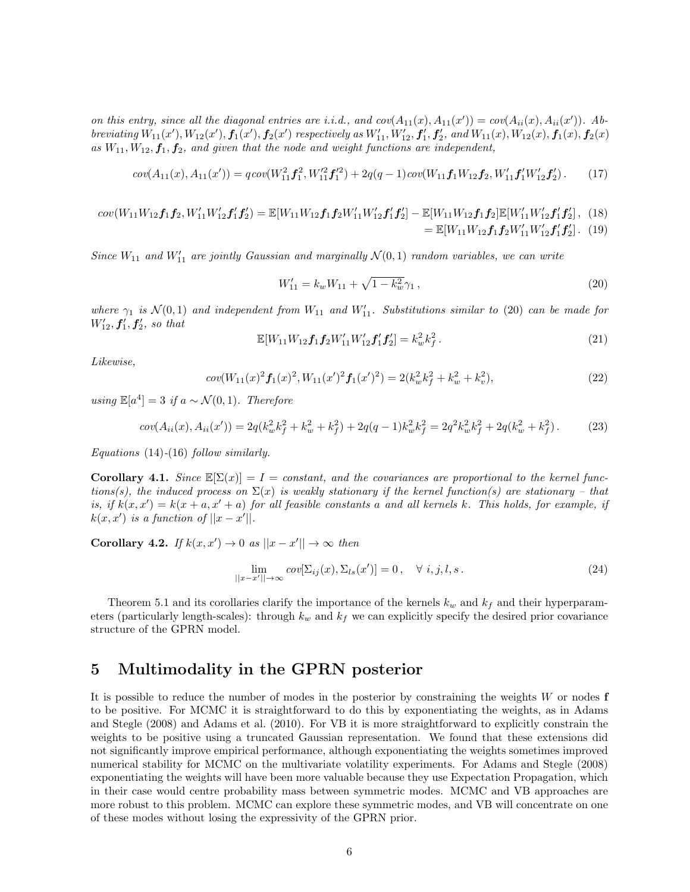*on this entry, since all the diagonal entries are i.i.d., and $cov(A_{11}(x), A_{11}(x')) = cov(A_{ii}(x), A_{ii}(x'))$. Abbreviating $W_{11}(x'), W_{12}(x'), \boldsymbol{f}_1(x'), \boldsymbol{f}_2(x')$ respectively as $W'_{11}, W'_{12}, \boldsymbol{f}'_1, \boldsymbol{f}'_2$, and $W_{11}(x), W_{12}(x), \boldsymbol{f}_1(x), \boldsymbol{f}_2(x)$ as $W_{11}, W_{12}, \boldsymbol{f}_1, \boldsymbol{f}_2$, and given that the node and weight functions are independent,*

$$cov(A_{11}(x), A_{11}(x')) = q\,cov(W_{11}^2\boldsymbol{f}_1^2, W_{11}'^2\boldsymbol{f}_1'^2) + 2q(q-1)\,cov(W_{11}\boldsymbol{f}_1 W_{12}\boldsymbol{f}_2, W'_{11}\boldsymbol{f}'_1 W'_{12}\boldsymbol{f}'_2)\,. \tag{17}$$

$$\begin{aligned} cov(W_{11}W_{12}\boldsymbol{f}_1\boldsymbol{f}_2, W'_{11}W'_{12}\boldsymbol{f}'_1\boldsymbol{f}'_2) &= \mathbb{E}[W_{11}W_{12}\boldsymbol{f}_1\boldsymbol{f}_2 W'_{11}W'_{12}\boldsymbol{f}'_1\boldsymbol{f}'_2] - \mathbb{E}[W_{11}W_{12}\boldsymbol{f}_1\boldsymbol{f}_2]\mathbb{E}[W'_{11}W'_{12}\boldsymbol{f}'_1\boldsymbol{f}'_2]\,, \quad (18)\\ &= \mathbb{E}[W_{11}W_{12}\boldsymbol{f}_1\boldsymbol{f}_2 W'_{11}W'_{12}\boldsymbol{f}'_1\boldsymbol{f}'_2]\,. \quad (19) \end{aligned}$$

*Since $W_{11}$ and $W'_{11}$ are jointly Gaussian and marginally $\mathcal{N}(0,1)$ random variables, we can write*

$$W'_{11} = k_w W_{11} + \sqrt{1-k_w^2}\gamma_1\,, \tag{20}$$

*where $\gamma_1$ is $\mathcal{N}(0,1)$ and independent from $W_{11}$ and $W'_{11}$. Substitutions similar to (20) can be made for $W'_{12}, \boldsymbol{f}'_1, \boldsymbol{f}'_2$, so that*

$$\mathbb{E}[W_{11}W_{12}\boldsymbol{f}_1\boldsymbol{f}_2 W'_{11}W'_{12}\boldsymbol{f}'_1\boldsymbol{f}'_2] = k_w^2 k_f^2\,. \tag{21}$$

*Likewise,*

$$cov(W_{11}(x)^2\boldsymbol{f}_1(x)^2, W_{11}(x')^2\boldsymbol{f}_1(x')^2) = 2(k_w^2k_f^2 + k_w^2 + k_v^2), \tag{22}$$

*using $\mathbb{E}[a^4] = 3$ if $a \sim \mathcal{N}(0,1)$. Therefore*

$$cov(A_{ii}(x), A_{ii}(x')) = 2q(k_w^2k_f^2 + k_w^2 + k_f^2) + 2q(q-1)k_w^2k_f^2 = 2q^2k_w^2k_f^2 + 2q(k_w^2 + k_f^2)\,. \tag{23}$$

*Equations (14)-(16) follow similarly.*

**Corollary 4.1.** *Since $\mathbb{E}[\Sigma(x)] = I$ = constant, and the covariances are proportional to the kernel functions(s), the induced process on $\Sigma(x)$ is weakly stationary if the kernel function(s) are stationary – that is, if $k(x, x') = k(x + a, x' + a)$ for all feasible constants $a$ and all kernels $k$. This holds, for example, if $k(x, x')$ is a function of $||x - x'||$.*

**Corollary 4.2.** *If $k(x, x') \to 0$ as $||x - x'|| \to \infty$ then*

$$\lim_{||x-x'||\to\infty} cov[\Sigma_{ij}(x), \Sigma_{ls}(x')] = 0\,, \quad \forall\ i,j,l,s\,. \tag{24}$$

Theorem 5.1 and its corollaries clarify the importance of the kernels $k_w$ and $k_f$ and their hyperparameters (particularly length-scales): through $k_w$ and $k_f$ we can explicitly specify the desired prior covariance structure of the GPRN model.

## 5 Multimodality in the GPRN posterior

It is possible to reduce the number of modes in the posterior by constraining the weights $W$ or nodes $\mathbf{f}$ to be positive. For MCMC it is straightforward to do this by exponentiating the weights, as in Adams and Stegle (2008) and Adams et al. (2010). For VB it is more straightforward to explicitly constrain the weights to be positive using a truncated Gaussian representation. We found that these extensions did not significantly improve empirical performance, although exponentiating the weights sometimes improved numerical stability for MCMC on the multivariate volatility experiments. For Adams and Stegle (2008) exponentiating the weights will have been more valuable because they use Expectation Propagation, which in their case would centre probability mass between symmetric modes. MCMC and VB approaches are more robust to this problem. MCMC can explore these symmetric modes, and VB will concentrate on one of these modes without losing the expressivity of the GPRN prior.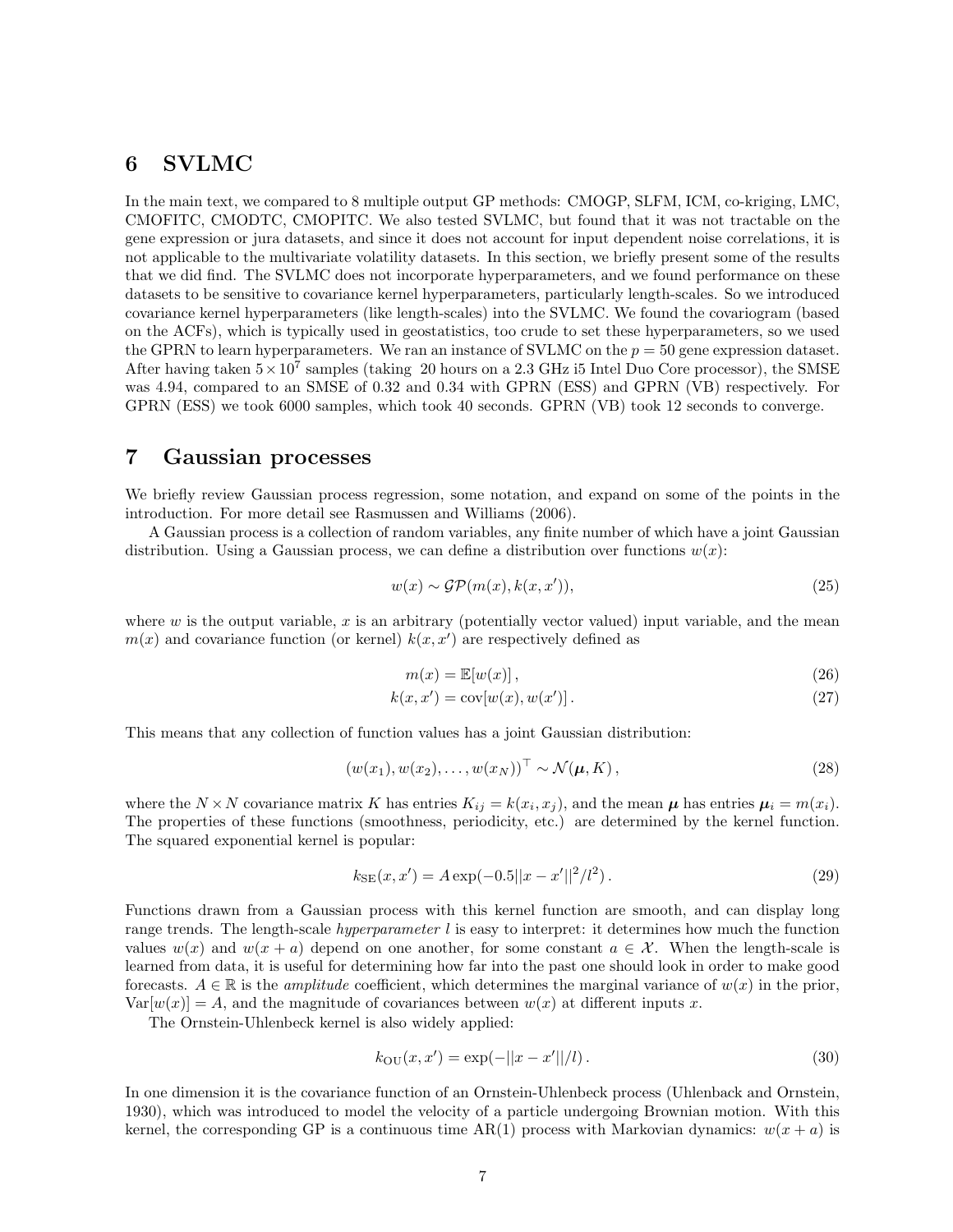## 6 SVLMC

In the main text, we compared to 8 multiple output GP methods: CMOGP, SLFM, ICM, co-kriging, LMC, CMOFITC, CMODTC, CMOPITC. We also tested SVLMC, but found that it was not tractable on the gene expression or jura datasets, and since it does not account for input dependent noise correlations, it is not applicable to the multivariate volatility datasets. In this section, we briefly present some of the results that we did find. The SVLMC does not incorporate hyperparameters, and we found performance on these datasets to be sensitive to covariance kernel hyperparameters, particularly length-scales. So we introduced covariance kernel hyperparameters (like length-scales) into the SVLMC. We found the covariogram (based on the ACFs), which is typically used in geostatistics, too crude to set these hyperparameters, so we used the GPRN to learn hyperparameters. We ran an instance of SVLMC on the $p = 50$ gene expression dataset. After having taken $5 \times 10^7$ samples (taking 20 hours on a 2.3 GHz i5 Intel Duo Core processor), the SMSE was 4.94, compared to an SMSE of 0.32 and 0.34 with GPRN (ESS) and GPRN (VB) respectively. For GPRN (ESS) we took 6000 samples, which took 40 seconds. GPRN (VB) took 12 seconds to converge.

## 7 Gaussian processes

We briefly review Gaussian process regression, some notation, and expand on some of the points in the introduction. For more detail see Rasmussen and Williams (2006).

A Gaussian process is a collection of random variables, any finite number of which have a joint Gaussian distribution. Using a Gaussian process, we can define a distribution over functions $w(x)$:

$$w(x) \sim \mathcal{GP}(m(x), k(x, x')), \tag{25}$$

where $w$ is the output variable, $x$ is an arbitrary (potentially vector valued) input variable, and the mean $m(x)$ and covariance function (or kernel) $k(x, x')$ are respectively defined as

$$m(x) = \mathbb{E}[w(x)] , \tag{26}$$

$$k(x, x') = \text{cov}[w(x), w(x')] . \tag{27}$$

This means that any collection of function values has a joint Gaussian distribution:

$$(w(x_1), w(x_2), \dots, w(x_N))^\top \sim \mathcal{N}(\boldsymbol{\mu}, K) , \tag{28}$$

where the $N \times N$ covariance matrix $K$ has entries $K_{ij} = k(x_i, x_j)$, and the mean $\boldsymbol{\mu}$ has entries $\boldsymbol{\mu}_i = m(x_i)$. The properties of these functions (smoothness, periodicity, etc.) are determined by the kernel function. The squared exponential kernel is popular:

$$k_{\text{SE}}(x, x') = A \exp(-0.5||x - x'||^2 / l^2) . \tag{29}$$

Functions drawn from a Gaussian process with this kernel function are smooth, and can display long range trends. The length-scale *hyperparameter* $l$ is easy to interpret: it determines how much the function values $w(x)$ and $w(x + a)$ depend on one another, for some constant $a \in \mathcal{X}$. When the length-scale is learned from data, it is useful for determining how far into the past one should look in order to make good forecasts. $A \in \mathbb{R}$ is the *amplitude* coefficient, which determines the marginal variance of $w(x)$ in the prior, $\text{Var}[w(x)] = A$, and the magnitude of covariances between $w(x)$ at different inputs $x$.

The Ornstein-Uhlenbeck kernel is also widely applied:

$$k_{\text{OU}}(x, x') = \exp(-||x - x'||/l) . \tag{30}$$

In one dimension it is the covariance function of an Ornstein-Uhlenbeck process (Uhlenback and Ornstein, 1930), which was introduced to model the velocity of a particle undergoing Brownian motion. With this kernel, the corresponding GP is a continuous time AR(1) process with Markovian dynamics: $w(x + a)$ is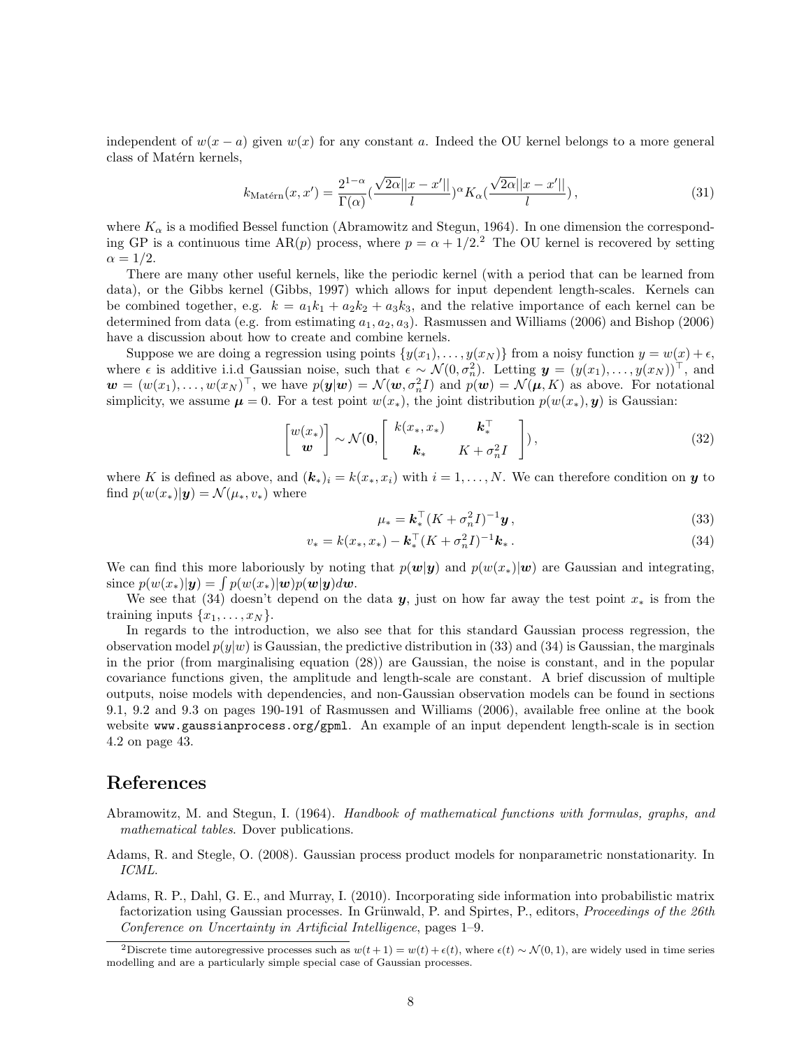independent of $w(x-a)$ given $w(x)$ for any constant $a$. Indeed the OU kernel belongs to a more general class of Matérn kernels,

$$k_{\text{Matérn}}(x, x') = \frac{2^{1-\alpha}}{\Gamma(\alpha)} \left(\frac{\sqrt{2\alpha}||x - x'||}{l}\right)^{\alpha} K_{\alpha}\left(\frac{\sqrt{2\alpha}||x - x'||}{l}\right), \tag{31}$$

where $K_\alpha$ is a modified Bessel function (Abramowitz and Stegun, 1964). In one dimension the corresponding GP is a continuous time AR($p$) process, where $p = \alpha + 1/2$.[2] The OU kernel is recovered by setting $\alpha = 1/2$.

There are many other useful kernels, like the periodic kernel (with a period that can be learned from data), or the Gibbs kernel (Gibbs, 1997) which allows for input dependent length-scales. Kernels can be combined together, e.g. $k = a_1 k_1 + a_2 k_2 + a_3 k_3$, and the relative importance of each kernel can be determined from data (e.g. from estimating $a_1, a_2, a_3$). Rasmussen and Williams (2006) and Bishop (2006) have a discussion about how to create and combine kernels.

Suppose we are doing a regression using points $\{y(x_1), \ldots, y(x_N)\}$ from a noisy function $y = w(x) + \epsilon$, where $\epsilon$ is additive i.i.d Gaussian noise, such that $\epsilon \sim \mathcal{N}(0, \sigma_n^2)$. Letting $\boldsymbol{y} = (y(x_1), \ldots, y(x_N))^\top$, and $\boldsymbol{w} = (w(x_1), \ldots, w(x_N))^\top$, we have $p(\boldsymbol{y}|\boldsymbol{w}) = \mathcal{N}(\boldsymbol{w}, \sigma_n^2 I)$ and $p(\boldsymbol{w}) = \mathcal{N}(\boldsymbol{\mu}, K)$ as above. For notational simplicity, we assume $\boldsymbol{\mu} = 0$. For a test point $w(x_*)$, the joint distribution $p(w(x_*), \boldsymbol{y})$ is Gaussian:

$$\begin{bmatrix} w(x_*) \\ \boldsymbol{w} \end{bmatrix} \sim \mathcal{N}(\boldsymbol{0}, \begin{bmatrix} k(x_*, x_*) & \boldsymbol{k}_*^\top \\ \boldsymbol{k}_* & K + \sigma_n^2 I \end{bmatrix}), \tag{32}$$

where $K$ is defined as above, and $(\boldsymbol{k}_*)_i = k(x_*, x_i)$ with $i = 1, \ldots, N$. We can therefore condition on $\boldsymbol{y}$ to find $p(w(x_*)|\boldsymbol{y}) = \mathcal{N}(\mu_*, v_*)$ where

$$\mu_* = \boldsymbol{k}_*^\top (K + \sigma_n^2 I)^{-1} \boldsymbol{y}, \tag{33}$$

$$v_* = k(x_*, x_*) - \boldsymbol{k}_*^\top (K + \sigma_n^2 I)^{-1} \boldsymbol{k}_*. \tag{34}$$

We can find this more laboriously by noting that $p(\boldsymbol{w}|\boldsymbol{y})$ and $p(w(x_*)|\boldsymbol{w})$ are Gaussian and integrating, since $p(w(x_*)|\boldsymbol{y}) = \int p(w(x_*)|\boldsymbol{w}) p(\boldsymbol{w}|\boldsymbol{y}) d\boldsymbol{w}$.

We see that (34) doesn't depend on the data $\boldsymbol{y}$, just on how far away the test point $x_*$ is from the training inputs $\{x_1, \ldots, x_N\}$.

In regards to the introduction, we also see that for this standard Gaussian process regression, the observation model $p(y|w)$ is Gaussian, the predictive distribution in (33) and (34) is Gaussian, the marginals in the prior (from marginalising equation (28)) are Gaussian, the noise is constant, and in the popular covariance functions given, the amplitude and length-scale are constant. A brief discussion of multiple outputs, noise models with dependencies, and non-Gaussian observation models can be found in sections 9.1, 9.2 and 9.3 on pages 190-191 of Rasmussen and Williams (2006), available free online at the book website `www.gaussianprocess.org/gpml`. An example of an input dependent length-scale is in section 4.2 on page 43.

# References

Abramowitz, M. and Stegun, I. (1964). *Handbook of mathematical functions with formulas, graphs, and mathematical tables*. Dover publications.

Adams, R. and Stegle, O. (2008). Gaussian process product models for nonparametric nonstationarity. In *ICML*.

Adams, R. P., Dahl, G. E., and Murray, I. (2010). Incorporating side information into probabilistic matrix factorization using Gaussian processes. In Grünwald, P. and Spirtes, P., editors, *Proceedings of the 26th Conference on Uncertainty in Artificial Intelligence*, pages 1–9.

[2] Discrete time autoregressive processes such as $w(t+1) = w(t) + \epsilon(t)$, where $\epsilon(t) \sim \mathcal{N}(0, 1)$, are widely used in time series modelling and are a particularly simple special case of Gaussian processes.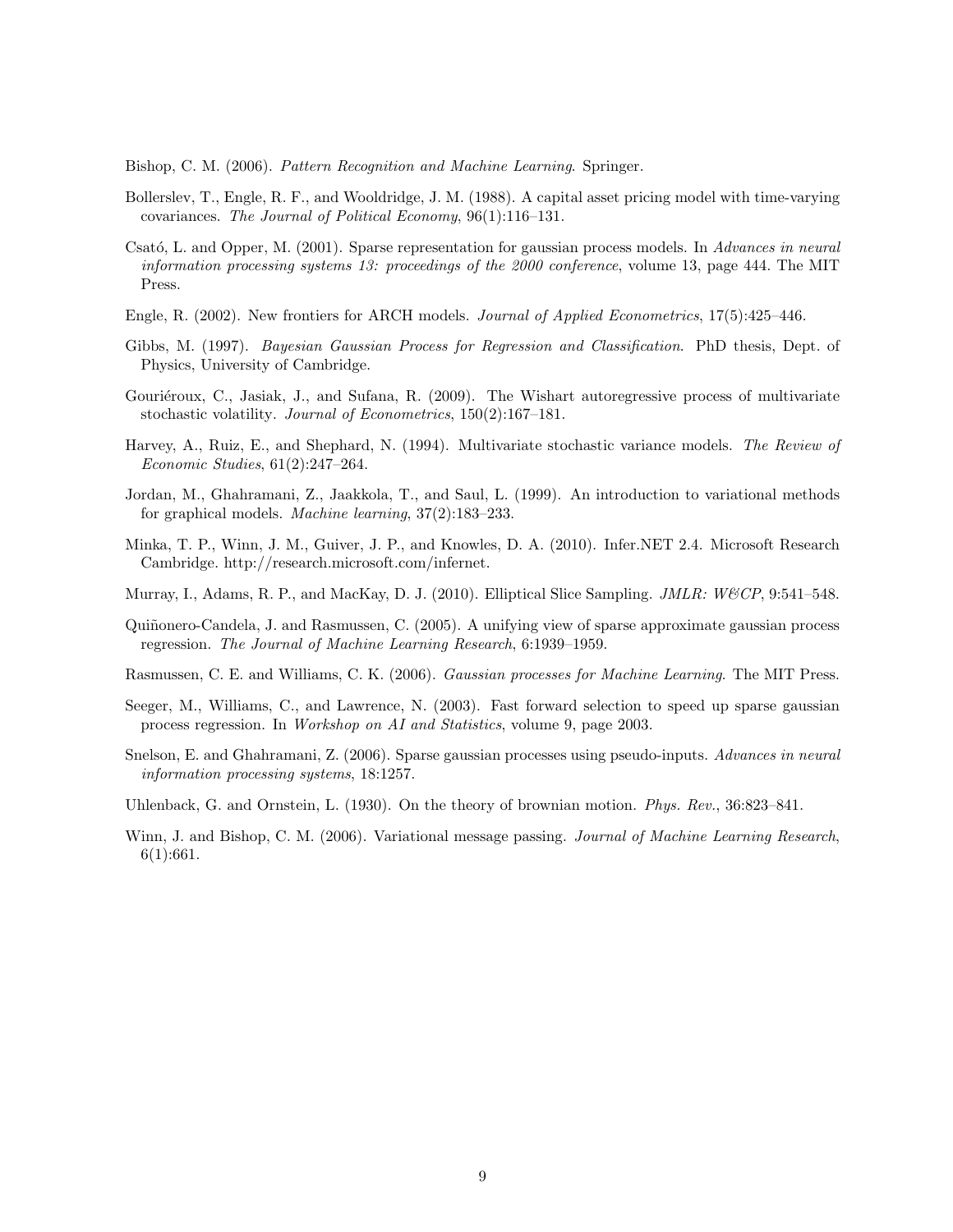Bishop, C. M. (2006). *Pattern Recognition and Machine Learning*. Springer.

Bollerslev, T., Engle, R. F., and Wooldridge, J. M. (1988). A capital asset pricing model with time-varying covariances. *The Journal of Political Economy*, 96(1):116–131.

Csató, L. and Opper, M. (2001). Sparse representation for gaussian process models. In *Advances in neural information processing systems 13: proceedings of the 2000 conference*, volume 13, page 444. The MIT Press.

Engle, R. (2002). New frontiers for ARCH models. *Journal of Applied Econometrics*, 17(5):425–446.

Gibbs, M. (1997). *Bayesian Gaussian Process for Regression and Classification*. PhD thesis, Dept. of Physics, University of Cambridge.

Gouriéroux, C., Jasiak, J., and Sufana, R. (2009). The Wishart autoregressive process of multivariate stochastic volatility. *Journal of Econometrics*, 150(2):167–181.

Harvey, A., Ruiz, E., and Shephard, N. (1994). Multivariate stochastic variance models. *The Review of Economic Studies*, 61(2):247–264.

Jordan, M., Ghahramani, Z., Jaakkola, T., and Saul, L. (1999). An introduction to variational methods for graphical models. *Machine learning*, 37(2):183–233.

Minka, T. P., Winn, J. M., Guiver, J. P., and Knowles, D. A. (2010). Infer.NET 2.4. Microsoft Research Cambridge. http://research.microsoft.com/infernet.

Murray, I., Adams, R. P., and MacKay, D. J. (2010). Elliptical Slice Sampling. *JMLR: W&CP*, 9:541–548.

Quiñonero-Candela, J. and Rasmussen, C. (2005). A unifying view of sparse approximate gaussian process regression. *The Journal of Machine Learning Research*, 6:1939–1959.

Rasmussen, C. E. and Williams, C. K. (2006). *Gaussian processes for Machine Learning*. The MIT Press.

Seeger, M., Williams, C., and Lawrence, N. (2003). Fast forward selection to speed up sparse gaussian process regression. In *Workshop on AI and Statistics*, volume 9, page 2003.

Snelson, E. and Ghahramani, Z. (2006). Sparse gaussian processes using pseudo-inputs. *Advances in neural information processing systems*, 18:1257.

Uhlenback, G. and Ornstein, L. (1930). On the theory of brownian motion. *Phys. Rev.*, 36:823–841.

Winn, J. and Bishop, C. M. (2006). Variational message passing. *Journal of Machine Learning Research*, 6(1):661.